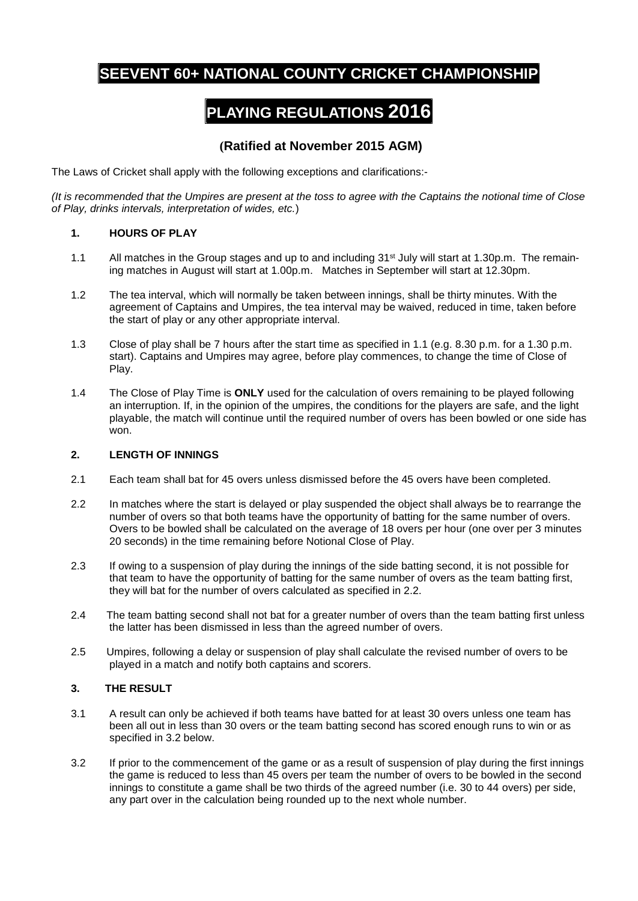# SEEVENT 60+ NATIONAL COUNTY CRICKET CHAMPIONSHIP

# PLAYING REGULATIONS 2016

### (Ratified at November 2015 AGM)

The Laws of Cricket shall apply with the following exceptions and clarifications:-

*(It is recommended that the Umpires are present at the toss to agree with the Captains the notional time of Close of Play, drinks intervals, interpretation of wides, etc.)*

#### 1. HOURS OF PLAY

1.1 All matches in the Group stages and up to and including 31st July will start at 1.30p.m. The remaining matches in August will start at 1.00p.m. Matches in September will start at 12.30pm.

1.2 The tea interval, which will normally be taken between innings, shall be thirty minutes. With the agreement of Captains and Umpires, the tea interval may be waived, reduced in time, taken before the start of play or any other appropriate interval.

1.3 Close of play shall be 7 hours after the start time as specified in 1.1 (e.g. 8.30 p.m. for a 1.30 p.m. start). Captains and Umpires may agree, before play commences, to change the time of Close of Play.

1.4 The Close of Play Time is **ONLY** used for the calculation of overs remaining to be played following an interruption. If, in the opinion of the umpires, the conditions for the players are safe, and the light playable, the match will continue until the required number of overs has been bowled or one side has won.

#### 2. LENGTH OF INNINGS

2.1 Each team shall bat for 45 overs unless dismissed before the 45 overs have been completed.

2.2 In matches where the start is delayed or play suspended the object shall always be to rearrange the number of overs so that both teams have the opportunity of batting for the same number of overs. Overs to be bowled shall be calculated on the average of 18 overs per hour (one over per 3 minutes 20 seconds) in the time remaining before Notional Close of Play.

2.3 If owing to a suspension of play during the innings of the side batting second, it is not possible for that team to have the opportunity of batting for the same number of overs as the team batting first, they will bat for the number of overs calculated as specified in 2.2.

2.4 The team batting second shall not bat for a greater number of overs than the team batting first unless the latter has been dismissed in less than the agreed number of overs.

2.5 Umpires, following a delay or suspension of play shall calculate the revised number of overs to be played in a match and notify both captains and scorers.

#### 3. THE RESULT

3.1 A result can only be achieved if both teams have batted for at least 30 overs unless one team has been all out in less than 30 overs or the team batting second has scored enough runs to win or as specified in 3.2 below.

3.2 If prior to the commencement of the game or as a result of suspension of play during the first innings the game is reduced to less than 45 overs per team the number of overs to be bowled in the second innings to constitute a game shall be two thirds of the agreed number (i.e. 30 to 44 overs) per side, any part over in the calculation being rounded up to the next whole number.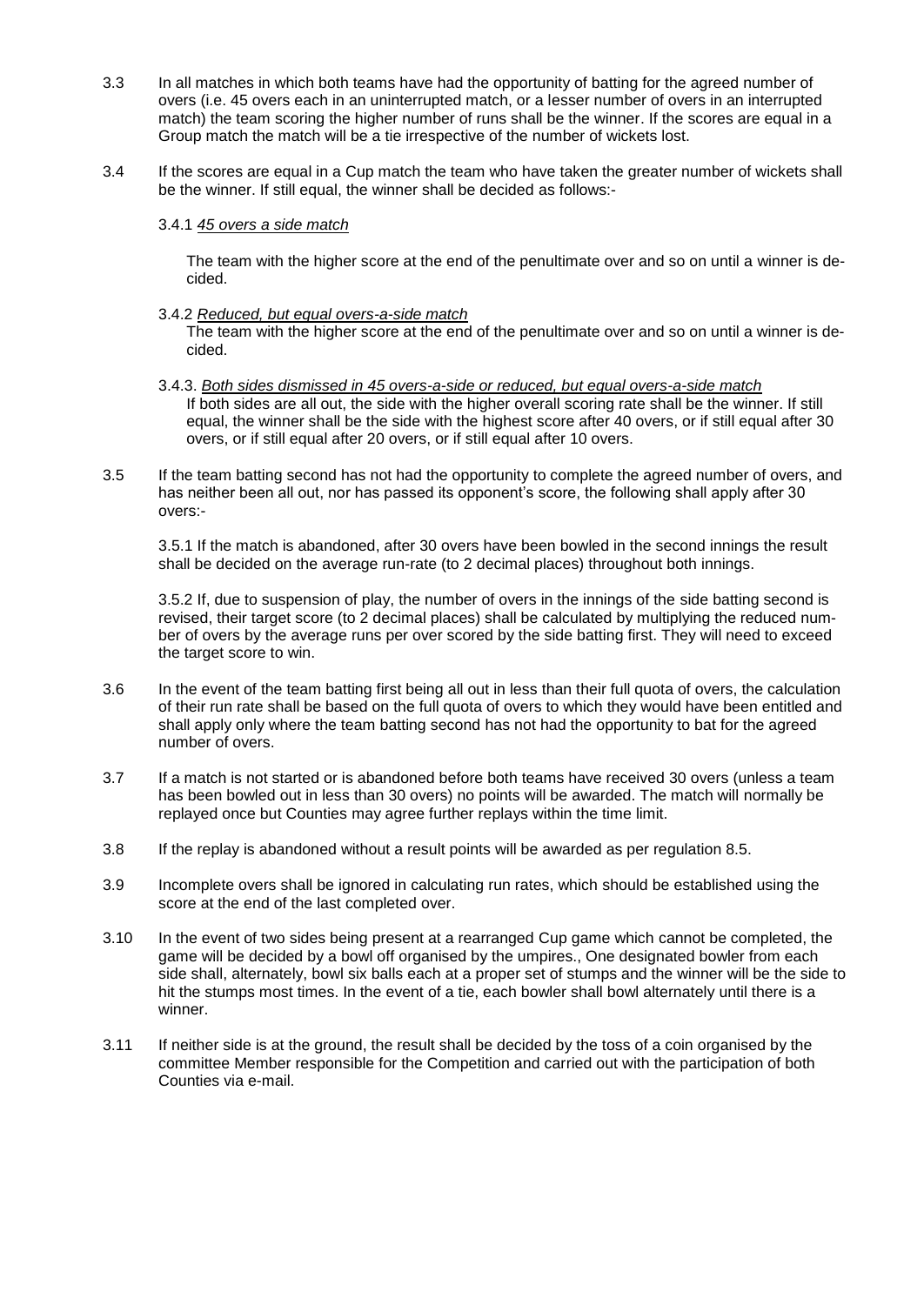3.3 In all matches in which both teams have had the opportunity of batting for the agreed number of overs (i.e. 45 overs each in an uninterrupted match, or a lesser number of overs in an interrupted match) the team scoring the higher number of runs shall be the winner. If the scores are equal in a Group match the match will be a tie irrespective of the number of wickets lost.

3.4 If the scores are equal in a Cup match the team who have taken the greater number of wickets shall be the winner. If still equal, the winner shall be decided as follows:-

3.4.1 *45 overs a side match*

The team with the higher score at the end of the penultimate over and so on until a winner is decided.

3.4.2 *Reduced, but equal overs-a-side match*

The team with the higher score at the end of the penultimate over and so on until a winner is decided.

3.4.3. *Both sides dismissed in 45 overs-a-side or reduced, but equal overs-a-side match*

If both sides are all out, the side with the higher overall scoring rate shall be the winner. If still equal, the winner shall be the side with the highest score after 40 overs, or if still equal after 30 overs, or if still equal after 20 overs, or if still equal after 10 overs.

3.5 If the team batting second has not had the opportunity to complete the agreed number of overs, and has neither been all out, nor has passed its opponent's score, the following shall apply after 30 overs:-

3.5.1 If the match is abandoned, after 30 overs have been bowled in the second innings the result shall be decided on the average run-rate (to 2 decimal places) throughout both innings.

3.5.2 If, due to suspension of play, the number of overs in the innings of the side batting second is revised, their target score (to 2 decimal places) shall be calculated by multiplying the reduced number of overs by the average runs per over scored by the side batting first. They will need to exceed the target score to win.

3.6 In the event of the team batting first being all out in less than their full quota of overs, the calculation of their run rate shall be based on the full quota of overs to which they would have been entitled and shall apply only where the team batting second has not had the opportunity to bat for the agreed number of overs.

3.7 If a match is not started or is abandoned before both teams have received 30 overs (unless a team has been bowled out in less than 30 overs) no points will be awarded. The match will normally be replayed once but Counties may agree further replays within the time limit.

3.8 If the replay is abandoned without a result points will be awarded as per regulation 8.5.

3.9 Incomplete overs shall be ignored in calculating run rates, which should be established using the score at the end of the last completed over.

3.10 In the event of two sides being present at a rearranged Cup game which cannot be completed, the game will be decided by a bowl off organised by the umpires., One designated bowler from each side shall, alternately, bowl six balls each at a proper set of stumps and the winner will be the side to hit the stumps most times. In the event of a tie, each bowler shall bowl alternately until there is a winner.

3.11 If neither side is at the ground, the result shall be decided by the toss of a coin organised by the committee Member responsible for the Competition and carried out with the participation of both Counties via e-mail.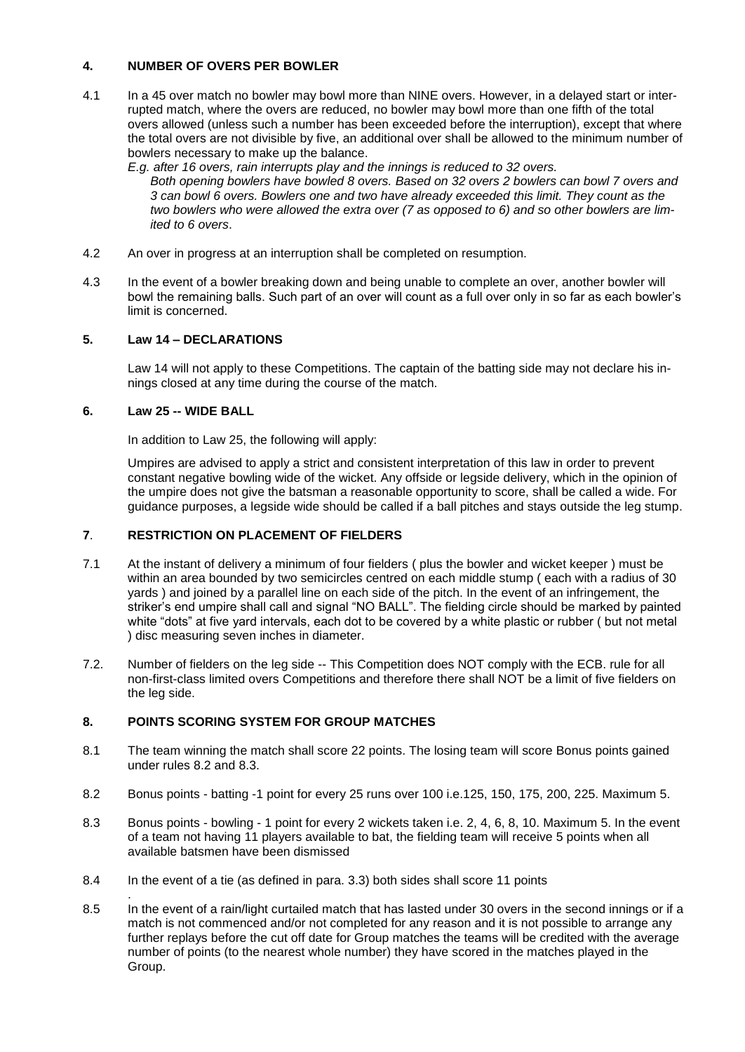## 4. NUMBER OF OVERS PER BOWLER

4.1 In a 45 over match no bowler may bowl more than NINE overs. However, in a delayed start or interrupted match, where the overs are reduced, no bowler may bowl more than one fifth of the total overs allowed (unless such a number has been exceeded before the interruption), except that where the total overs are not divisible by five, an additional over shall be allowed to the minimum number of bowlers necessary to make up the balance.

*E.g. after 16 overs, rain interrupts play and the innings is reduced to 32 overs.*
*Both opening bowlers have bowled 8 overs. Based on 32 overs 2 bowlers can bowl 7 overs and 3 can bowl 6 overs. Bowlers one and two have already exceeded this limit. They count as the two bowlers who were allowed the extra over (7 as opposed to 6) and so other bowlers are limited to 6 overs*.

4.2 An over in progress at an interruption shall be completed on resumption.

4.3 In the event of a bowler breaking down and being unable to complete an over, another bowler will bowl the remaining balls. Such part of an over will count as a full over only in so far as each bowler's limit is concerned.

## 5. Law 14 – DECLARATIONS

Law 14 will not apply to these Competitions. The captain of the batting side may not declare his innings closed at any time during the course of the match.

## 6. Law 25 -- WIDE BALL

In addition to Law 25, the following will apply:

Umpires are advised to apply a strict and consistent interpretation of this law in order to prevent constant negative bowling wide of the wicket. Any offside or legside delivery, which in the opinion of the umpire does not give the batsman a reasonable opportunity to score, shall be called a wide. For guidance purposes, a legside wide should be called if a ball pitches and stays outside the leg stump.

## 7. RESTRICTION ON PLACEMENT OF FIELDERS

7.1 At the instant of delivery a minimum of four fielders ( plus the bowler and wicket keeper ) must be within an area bounded by two semicircles centred on each middle stump ( each with a radius of 30 yards ) and joined by a parallel line on each side of the pitch. In the event of an infringement, the striker's end umpire shall call and signal "NO BALL". The fielding circle should be marked by painted white "dots" at five yard intervals, each dot to be covered by a white plastic or rubber ( but not metal ) disc measuring seven inches in diameter.

7.2. Number of fielders on the leg side -- This Competition does NOT comply with the ECB. rule for all non-first-class limited overs Competitions and therefore there shall NOT be a limit of five fielders on the leg side.

## 8. POINTS SCORING SYSTEM FOR GROUP MATCHES

8.1 The team winning the match shall score 22 points. The losing team will score Bonus points gained under rules 8.2 and 8.3.

8.2 Bonus points - batting -1 point for every 25 runs over 100 i.e.125, 150, 175, 200, 225. Maximum 5.

8.3 Bonus points - bowling - 1 point for every 2 wickets taken i.e. 2, 4, 6, 8, 10. Maximum 5. In the event of a team not having 11 players available to bat, the fielding team will receive 5 points when all available batsmen have been dismissed

8.4 In the event of a tie (as defined in para. 3.3) both sides shall score 11 points

8.5 In the event of a rain/light curtailed match that has lasted under 30 overs in the second innings or if a match is not commenced and/or not completed for any reason and it is not possible to arrange any further replays before the cut off date for Group matches the teams will be credited with the average number of points (to the nearest whole number) they have scored in the matches played in the Group.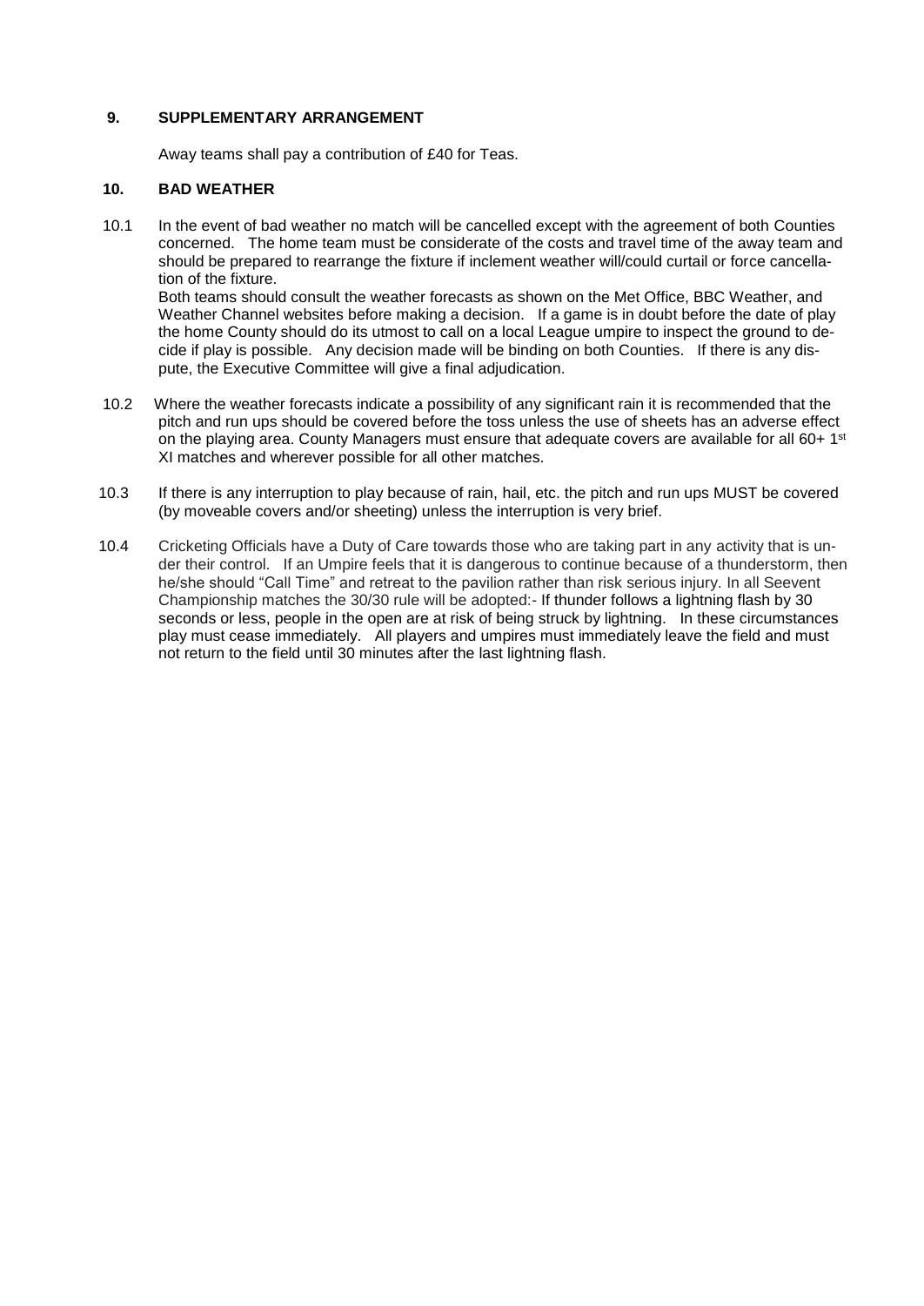## 9. SUPPLEMENTARY ARRANGEMENT

Away teams shall pay a contribution of £40 for Teas.

## 10. BAD WEATHER

10.1 In the event of bad weather no match will be cancelled except with the agreement of both Counties concerned. The home team must be considerate of the costs and travel time of the away team and should be prepared to rearrange the fixture if inclement weather will/could curtail or force cancellation of the fixture.

Both teams should consult the weather forecasts as shown on the Met Office, BBC Weather, and Weather Channel websites before making a decision. If a game is in doubt before the date of play the home County should do its utmost to call on a local League umpire to inspect the ground to decide if play is possible. Any decision made will be binding on both Counties. If there is any dispute, the Executive Committee will give a final adjudication.

10.2 Where the weather forecasts indicate a possibility of any significant rain it is recommended that the pitch and run ups should be covered before the toss unless the use of sheets has an adverse effect on the playing area. County Managers must ensure that adequate covers are available for all 60+ 1st XI matches and wherever possible for all other matches.

10.3 If there is any interruption to play because of rain, hail, etc. the pitch and run ups MUST be covered (by moveable covers and/or sheeting) unless the interruption is very brief.

10.4 Cricketing Officials have a Duty of Care towards those who are taking part in any activity that is under their control. If an Umpire feels that it is dangerous to continue because of a thunderstorm, then he/she should "Call Time" and retreat to the pavilion rather than risk serious injury. In all Seevent Championship matches the 30/30 rule will be adopted:- If thunder follows a lightning flash by 30 seconds or less, people in the open are at risk of being struck by lightning. In these circumstances play must cease immediately. All players and umpires must immediately leave the field and must not return to the field until 30 minutes after the last lightning flash.